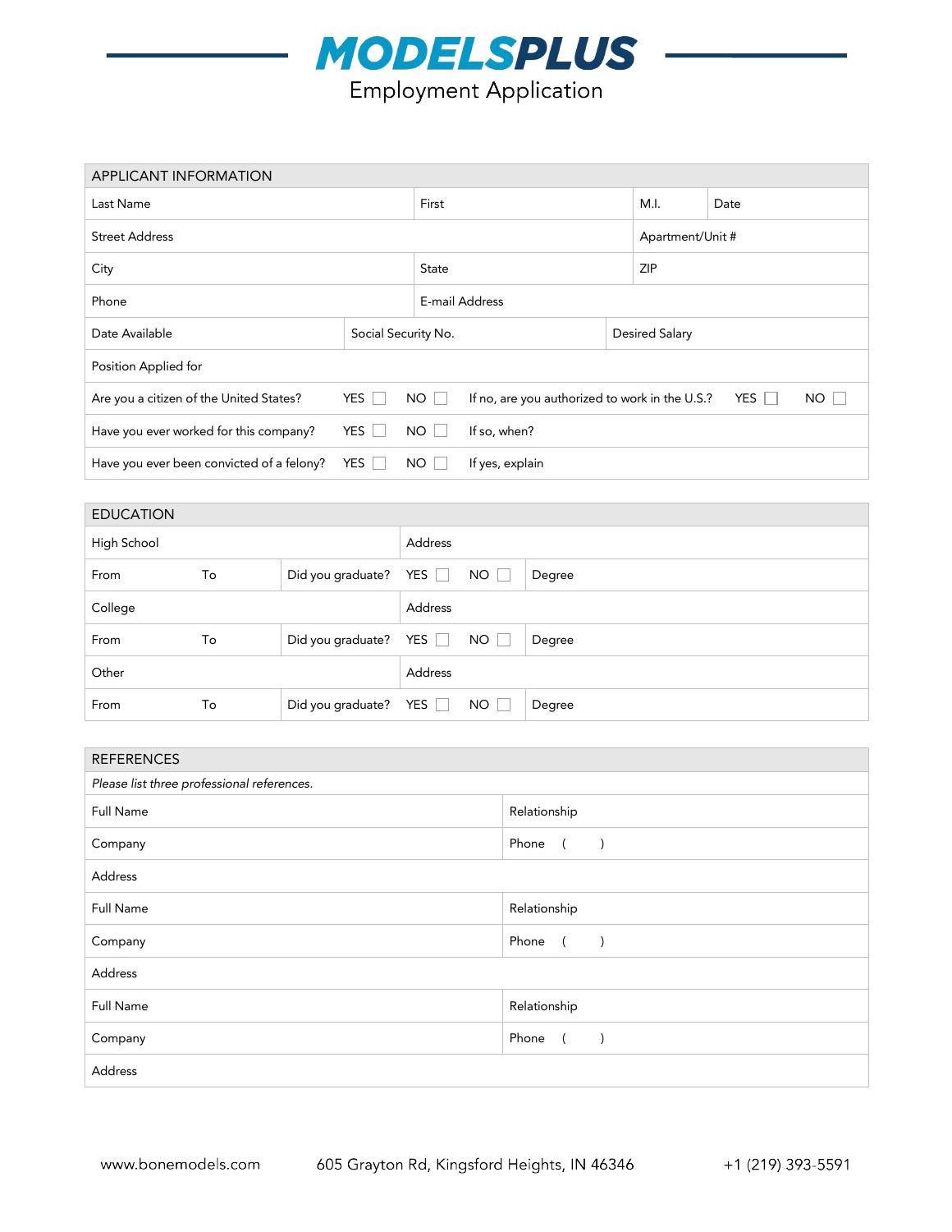# MODELSPLUS

## Employment Application

| APPLICANT INFORMATION | | | |
|---|---|---|---|
| Last Name | First | M.I. | Date |
| Street Address | | Apartment/Unit # | |
| City | State | ZIP | |
| Phone | E-mail Address | | |
| Date Available | Social Security No. | Desired Salary | |
| Position Applied for | | | |
| Are you a citizen of the United States? YES ☐ NO ☐ | If no, are you authorized to work in the U.S.? YES ☐ NO ☐ | | |
| Have you ever worked for this company? YES ☐ NO ☐ | If so, when? | | |
| Have you ever been convicted of a felony? YES ☐ NO ☐ | If yes, explain | | |

| EDUCATION | | | | |
|---|---|---|---|---|
| High School | | Address | | |
| From | To | Did you graduate? | YES ☐ NO ☐ | Degree |
| College | | Address | | |
| From | To | Did you graduate? | YES ☐ NO ☐ | Degree |
| Other | | Address | | |
| From | To | Did you graduate? | YES ☐ NO ☐ | Degree |

| REFERENCES | |
|---|---|
| *Please list three professional references.* | |
| Full Name | Relationship |
| Company | Phone ( ) |
| Address | |
| Full Name | Relationship |
| Company | Phone ( ) |
| Address | |
| Full Name | Relationship |
| Company | Phone ( ) |
| Address | |

www.bonemodels.com 605 Grayton Rd, Kingsford Heights, IN 46346 +1 (219) 393-5591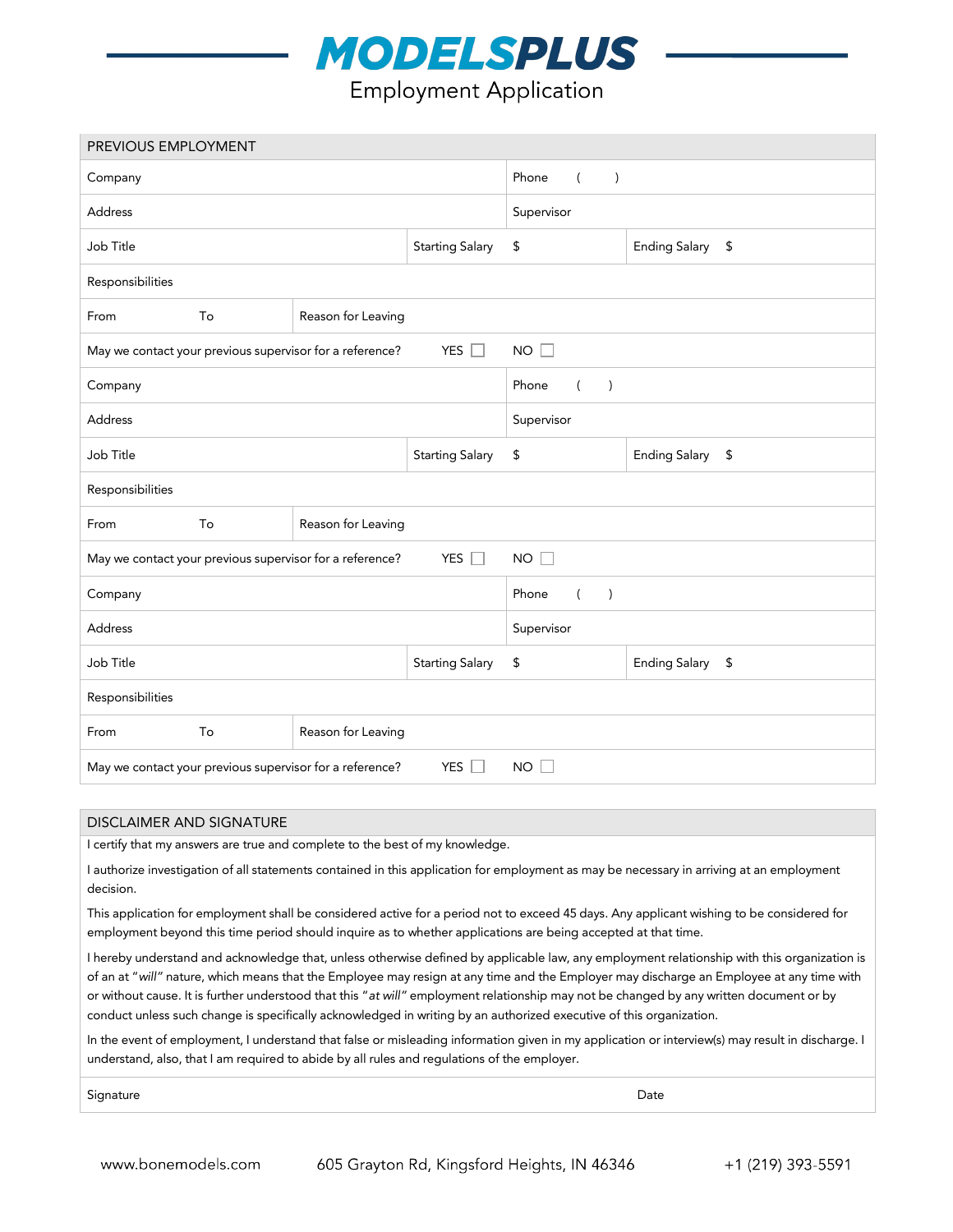# MODELSPLUS

Employment Application

## PREVIOUS EMPLOYMENT

| | | | |
|---|---|---|---|
| Company | | Phone ( ) | |
| Address | | Supervisor | |
| Job Title | Starting Salary | $ | Ending Salary $ |
| Responsibilities | | | |
| From To | Reason for Leaving | | |
| May we contact your previous supervisor for a reference? | YES ☐ | NO ☐ | |
| Company | | Phone ( ) | |
| Address | | Supervisor | |
| Job Title | Starting Salary | $ | Ending Salary $ |
| Responsibilities | | | |
| From To | Reason for Leaving | | |
| May we contact your previous supervisor for a reference? | YES ☐ | NO ☐ | |
| Company | | Phone ( ) | |
| Address | | Supervisor | |
| Job Title | Starting Salary | $ | Ending Salary $ |
| Responsibilities | | | |
| From To | Reason for Leaving | | |
| May we contact your previous supervisor for a reference? | YES ☐ | NO ☐ | |

## DISCLAIMER AND SIGNATURE

I certify that my answers are true and complete to the best of my knowledge.

I authorize investigation of all statements contained in this application for employment as may be necessary in arriving at an employment decision.

This application for employment shall be considered active for a period not to exceed 45 days. Any applicant wishing to be considered for employment beyond this time period should inquire as to whether applications are being accepted at that time.

I hereby understand and acknowledge that, unless otherwise defined by applicable law, any employment relationship with this organization is of an at "*will*" nature, which means that the Employee may resign at any time and the Employer may discharge an Employee at any time with or without cause. It is further understood that this "*at will*" employment relationship may not be changed by any written document or by conduct unless such change is specifically acknowledged in writing by an authorized executive of this organization.

In the event of employment, I understand that false or misleading information given in my application or interview(s) may result in discharge. I understand, also, that I am required to abide by all rules and regulations of the employer.

| | |
|---|---|
| Signature | Date |

www.bonemodels.com 605 Grayton Rd, Kingsford Heights, IN 46346 +1 (219) 393-5591